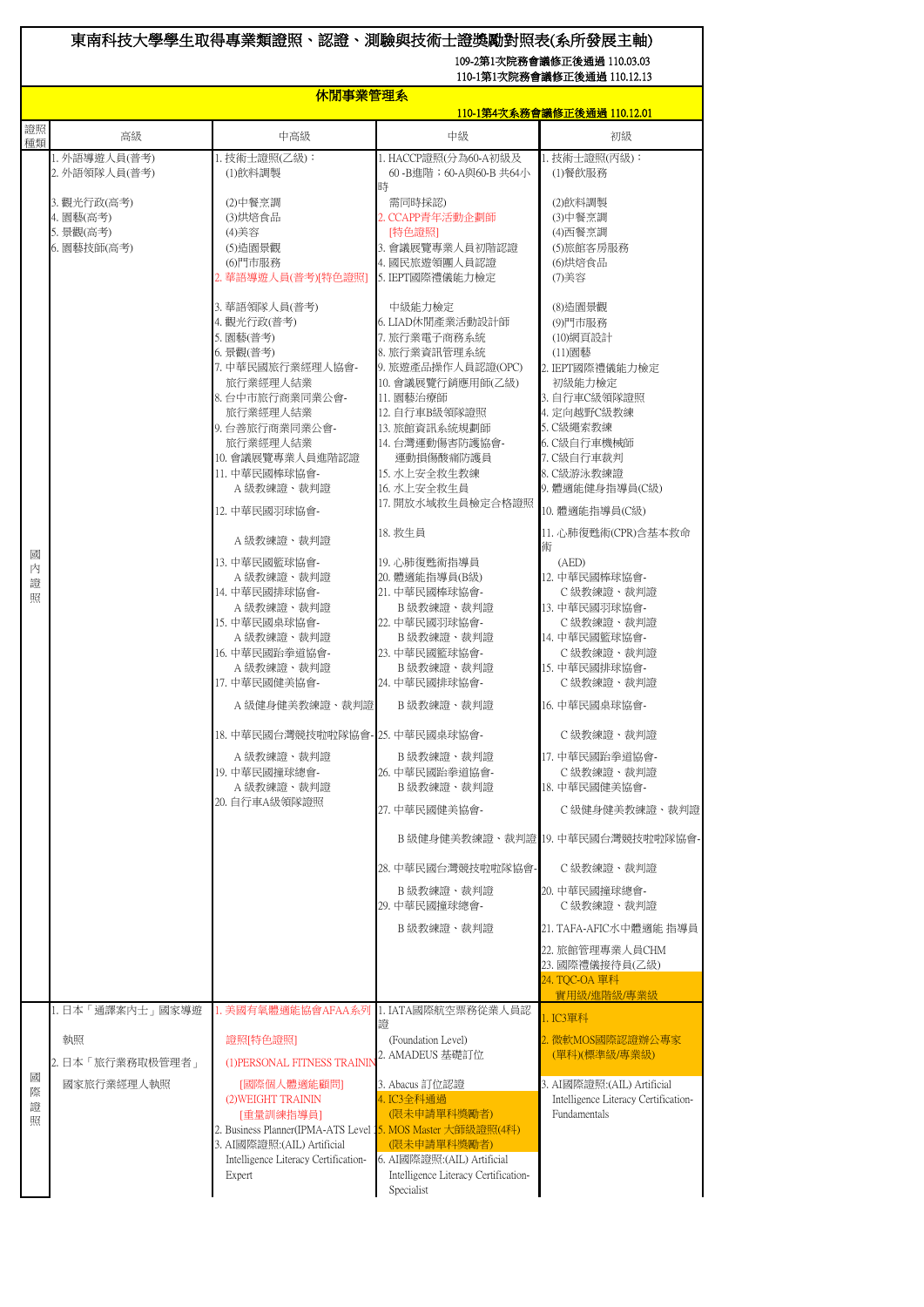# 東南科技大學學生取得專業類證照、認證、測驗與技術士證獎勵對照表(系所發展主軸)

109-2第1次院務會議修正後通過 110.03.03
110-1第1次院務會議修正後通過 110.12.13

## 休閒事業管理系

110-1第4次系務會議修正後通過 110.12.01

| 證照種類 | 高级 | 中高級 | 中級 | 初級 |
|---|---|---|---|---|
| 國內證照 | 1. 外語導遊人員(普考)<br>2. 外語領隊人員(普考)<br>3. 觀光行政(高考)<br>4. 園藝(高考)<br>5. 景觀(高考)<br>6. 園藝技師(高考) | 1. 技術士證照(乙級)：<br>(1)飲料調製<br>(2)中餐烹調<br>(3)烘焙食品<br>(4)美容<br>(5)造園景觀<br>(6)門市服務<br>2. 華語導遊人員(普考)[特色證照]<br>3. 華語領隊人員(普考)<br>4. 觀光行政(普考)<br>5. 園藝(普考)<br>6. 景觀(普考)<br>7. 中華民國旅行業經理人協會-旅行業經理人結業<br>8. 台中市旅行商業同業公會-旅行業經理人結業<br>9. 台營旅行商業同業公會-旅行業經理人結業<br>10. 會議展覽專業人員進階認證<br>11. 中華民國棒球協會-A 級教練證、裁判證<br>12. 中華民國羽球協會-A 級教練證、裁判證<br>13. 中華民國籃球協會-A 級教練證、裁判證<br>14. 中華民國排球協會-A 級教練證、裁判證<br>15. 中華民國桌球協會-A 級教練證、裁判證<br>16. 中華民國跆拳道協會-A 級教練證、裁判證<br>17. 中華民國健美協會-A 級健身健美教練證、裁判證<br>18. 中華民國台灣競技啦啦隊協會-A 級教練證、裁判證<br>19. 中華民國撞球總會-A 級教練證、裁判證<br>20. 自行車A級領隊證照 | 1. HACCP證照(分為60-A初級及60-B進階；60-A與60-B 共64小時 需同時採認)<br>2. CCAPP青年活動企劃師[特色證照]<br>3. 會議展覽專業人員初階認證<br>4. 國民旅遊領團人員認證<br>5. IEPT國際禮儀能力檢定 中級能力檢定<br>6. LIAD休閒產業活動設計師<br>7. 旅行業電子商務系統<br>8. 旅行業資訊管理系統<br>9. 旅遊產品操作人員認證(OPC)<br>10. 會議展覽行銷應用師(乙級)<br>11. 園藝治療師<br>12. 自行車B級領隊證照<br>13. 旅館資訊系統規劃師<br>14. 台灣運動傷害防護協會-運動損傷酸痛防護員<br>15. 水上安全救生教練<br>16. 水上安全救生員<br>17. 開放水域救生員檢定合格證照<br>18. 救生員<br>19. 心肺復甦術指導員<br>20. 體適能指導員(B級)<br>21. 中華民國棒球協會-B 級教練證、裁判證<br>22. 中華民國羽球協會-B 級教練證、裁判證<br>23. 中華民國籃球協會-B 級教練證、裁判證<br>24. 中華民國排球協會-B 級教練證、裁判證<br>25. 中華民國桌球協會-B 級教練證、裁判證<br>26. 中華民國跆拳道協會-B 級教練證、裁判證<br>27. 中華民國健美協會-B 級健身健美教練證、裁判證<br>28. 中華民國台灣競技啦啦隊協會-B 級教練證、裁判證<br>29. 中華民國撞球總會-B 級教練證、裁判證 | 1. 技術士證照(丙級)：<br>(1)餐飲服務<br>(2)飲料調製<br>(3)中餐烹調<br>(4)西餐烹調<br>(5)旅館客房服務<br>(6)烘焙食品<br>(7)美容<br>(8)造園景觀<br>(9)門市服務<br>(10)網頁設計<br>(11)園藝<br>2. IEPT國際禮儀能力檢定 初級能力檢定<br>3. 自行車C級領隊證照<br>4. 定向越野C級教練<br>5. C級繩索教練<br>6. C級自行車機械師<br>7. C級自行車裁判<br>8. C級游泳教練證<br>9. 體適能健身指導員(C級)<br>10. 體適能指導員(C級)<br>11. 心肺復甦術(CPR)含基本救命術 (AED)<br>12. 中華民國棒球協會-C 級教練證、裁判證<br>13. 中華民國羽球協會-C 級教練證、裁判證<br>14. 中華民國籃球協會-C 級教練證、裁判證<br>15. 中華民國排球協會-C 級教練證、裁判證<br>16. 中華民國桌球協會-C 級教練證、裁判證<br>17. 中華民國跆拳道協會-C 級教練證、裁判證<br>18. 中華民國健美協會-C 級健身健美教練證、裁判證<br>19. 中華民國台灣競技啦啦隊協會-C 級教練證、裁判證<br>20. 中華民國撞球總會-C 級教練證、裁判證<br>21. TAFA-AFIC水中體適能 指導員<br>22. 旅館管理專業人員CHM<br>23. 國際禮儀接待員(乙級)<br>24. TQC-OA 單科 實用級/進階級/專業級 |
| 國際證照 | 1. 日本「通譯案內士」國家導遊執照<br>2. 日本「旅行業務取极管理者」國家旅行業經理人執照 | 1. 美國有氧體適能協會AFAA系列證照[特色證照]<br>(1)PERSONAL FITNESS TRAINING [國際個人體適能顧問]<br>(2)WEIGHT TRAINING [重量訓練指導員]<br>2. Business Planner(IPMA-ATS Level 1)<br>3. AI國際證照:(AIL) Artificial Intelligence Literacy Certification-Expert | 1. IATA國際航空票務從業人員認證 (Foundation Level)<br>2. AMADEUS 基礎訂位<br>3. Abacus 訂位認證<br>4. IC3全科通過 (限未申請單科獎勵者)<br>5. MOS Master 大師級證照(4科) (限未申請單科獎勵者)<br>6. AI國際證照:(AIL) Artificial Intelligence Literacy Certification-Specialist | 1. IC3單科<br>2. 微軟MOS國際認證辦公專家(單科)(標準級/專業級)<br>3. AI國際證照:(AIL) Artificial Intelligence Literacy Certification-Fundamentals |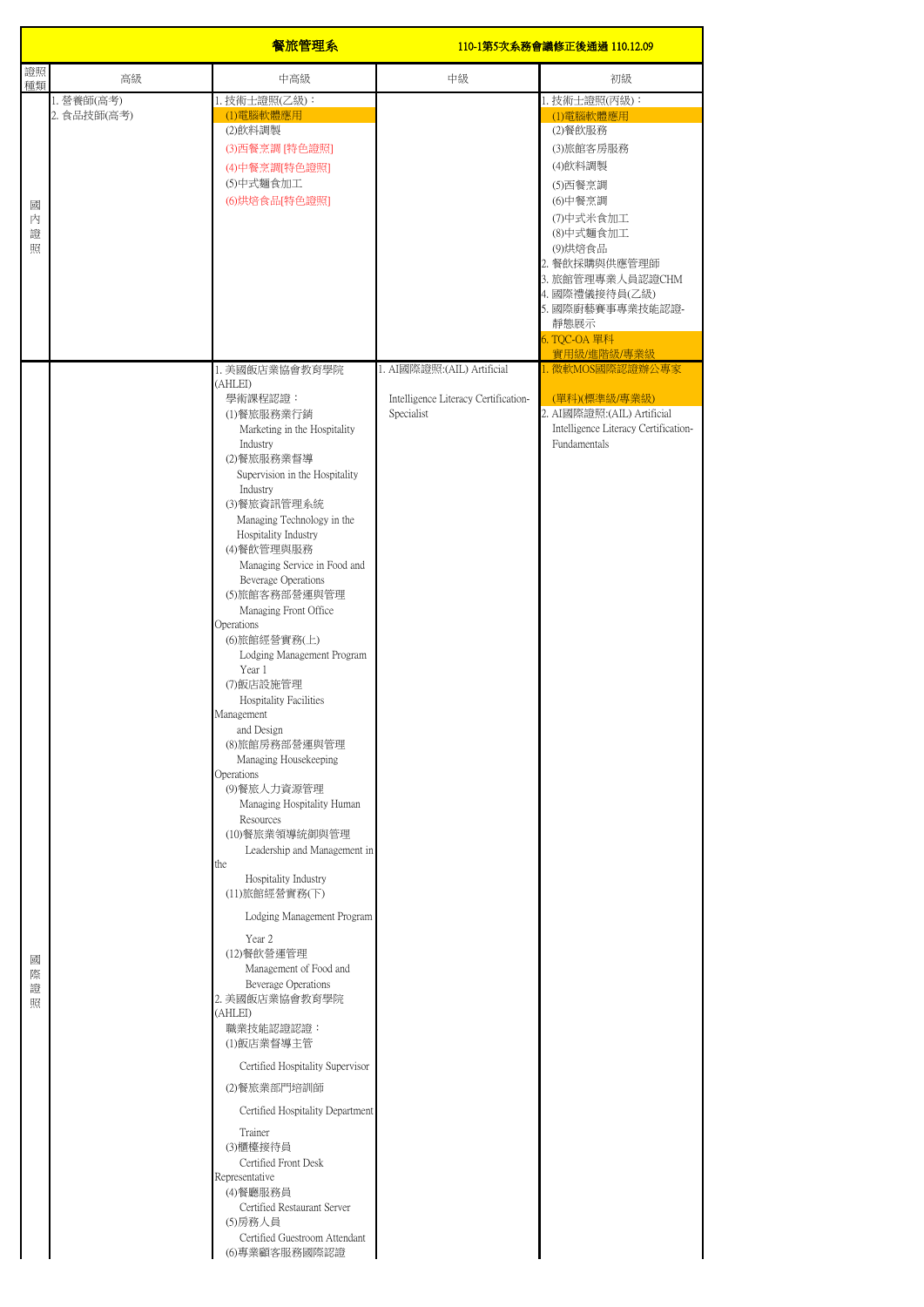| 餐旅管理系 | | | | 110-1第5次系務會議修正後通過 110.12.09 |
|---|---|---|---|---|
| 證照種類 | 高級 | 中高級 | 中級 | 初級 |
| 國內證照 | 1. 營養師(高考)<br>2. 食品技師(高考) | 1. 技術士證照(乙級)：<br>(1)電腦軟體應用<br>(2)飲料調製<br>(3)西餐烹調 [特色證照]<br>(4)中餐烹調[特色證照]<br>(5)中式麵食加工<br>(6)烘焙食品[特色證照] | | 1. 技術士證照(丙級)：<br>(1)電腦軟體應用<br>(2)餐飲服務<br>(3)旅館客房服務<br>(4)飲料調製<br>(5)西餐烹調<br>(6)中餐烹調<br>(7)中式米食加工<br>(8)中式麵食加工<br>(9)烘焙食品<br>2. 餐飲採購與供應管理師<br>3. 旅館管理專業人員認證CHM<br>4. 國際禮儀接待員(乙級)<br>5. 國際廚藝賽事專業技能認證-靜態展示<br>6. TQC-OA 單科 實用級/進階級/專業級 |
| 國際證照 | | 1. 美國飯店業協會教育學院(AHLEI)<br>學術課程認證：<br>(1)餐旅服務業行銷 Marketing in the Hospitality Industry<br>(2)餐旅服務業督導 Supervision in the Hospitality Industry<br>(3)餐旅資訊管理系統 Managing Technology in the Hospitality Industry<br>(4)餐飲管理與服務 Managing Service in Food and Beverage Operations<br>(5)旅館客務部營運與管理 Managing Front Office Operations<br>(6)旅館經營實務(上) Lodging Management Program Year 1<br>(7)飯店設施管理 Hospitality Facilities Management and Design<br>(8)旅館房務部營運與管理 Managing Housekeeping Operations<br>(9)餐旅人力資源管理 Managing Hospitality Human Resources<br>(10)餐旅業領導統御與管理 Leadership and Management in the Hospitality Industry<br>(11)旅館經營實務(下) Lodging Management Program Year 2<br>(12)餐飲營運管理 Management of Food and Beverage Operations<br>2. 美國飯店業協會教育學院(AHLEI)<br>職業技能認證認證：<br>(1)飯店業督導主管 Certified Hospitality Supervisor<br>(2)餐旅業部門培訓師 Certified Hospitality Department Trainer<br>(3)櫃檯接待員 Certified Front Desk Representative<br>(4)餐廳服務員 Certified Restaurant Server<br>(5)房務人員 Certified Guestroom Attendant<br>(6)專業顧客服務國際認證 | 1. AI國際證照:(AIL) Artificial Intelligence Literacy Certification-Specialist | 1. 微軟MOS國際認證辦公專家 (單科)(標準級/專業級)<br>2. AI國際證照:(AIL) Artificial Intelligence Literacy Certification-Fundamentals |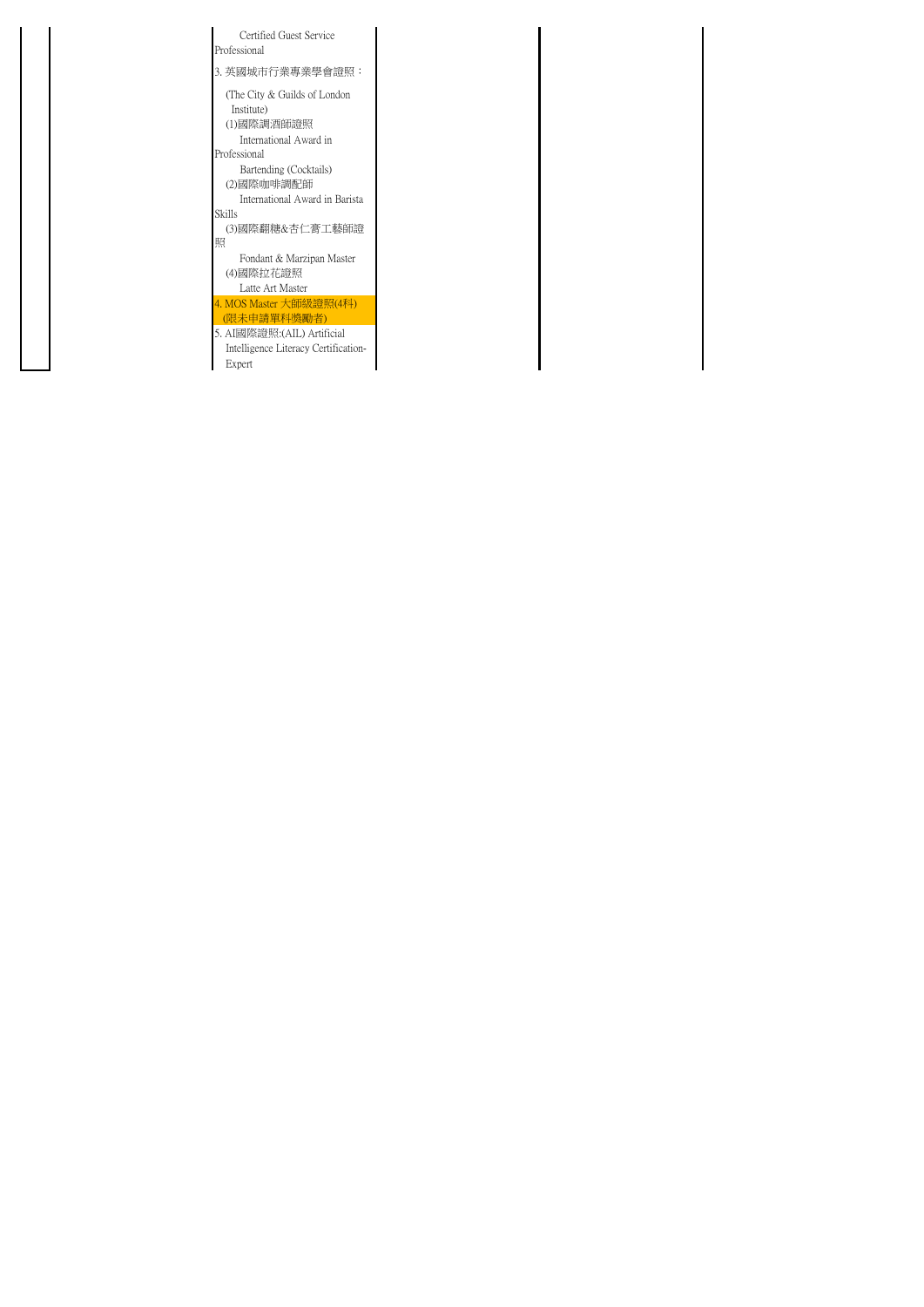|  |  | Certified Guest Service Professional<br>3. 英國城市行業專業學會證照：<br>(The City & Guilds of London Institute)<br>(1)國際調酒師證照<br>International Award in Professional Bartending (Cocktails)<br>(2)國際咖啡調配師<br>International Award in Barista Skills<br>(3)國際翻糖&杏仁膏工藝師證照<br>Fondant & Marzipan Master<br>(4)國際拉花證照<br>Latte Art Master<br>4. MOS Master 大師級證照(4科)<br>(限未申請單科獎勵者)<br>5. AI國際證照:(AIL) Artificial Intelligence Literacy Certification-Expert |  |  |  |
|---|---|---|---|---|---|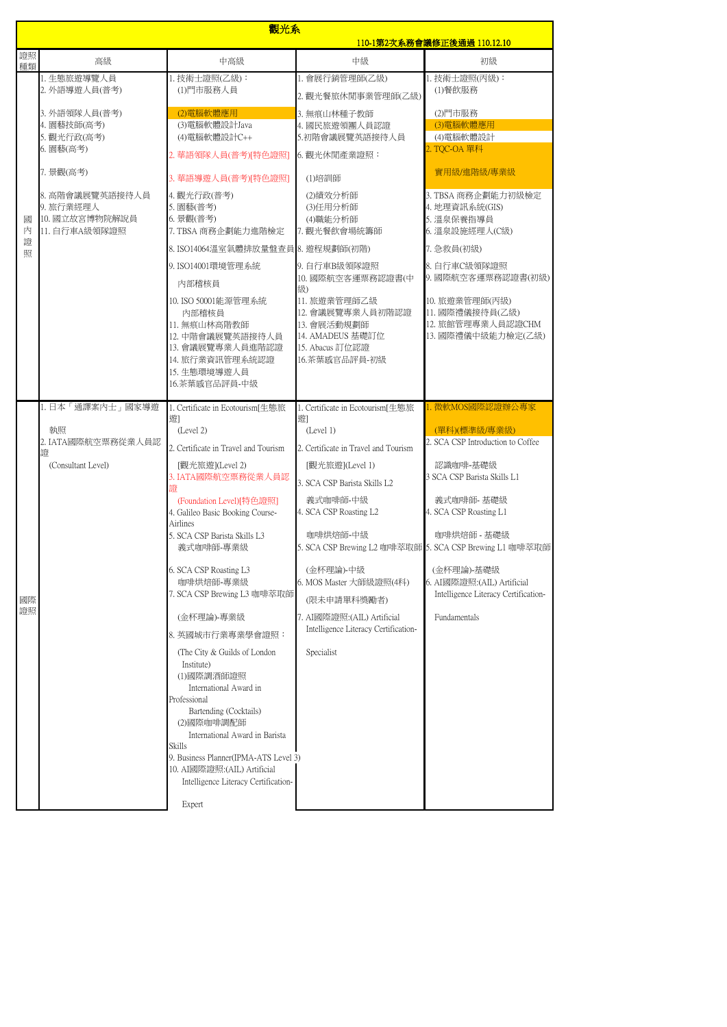# 觀光系

110-1第2次系務會議修正後通過 110.12.10

| 證照種類 | 高級 | 中高級 | 中級 | 初級 |
|---|---|---|---|---|
| 國內證照 | 1. 生態旅遊導覽人員<br>2. 外語導遊人員(普考)<br>3. 外語領隊人員(普考)<br>4. 園藝技師(高考)<br>5. 觀光行政(高考)<br>6. 園藝(高考)<br>7. 景觀(高考)<br>8. 高階會議展覽英語接待人員<br>9. 旅行業經理人<br>10. 國立故宮博物院解說員<br>11. 自行車A級領隊證照 | 1. 技術士證照(乙級)：<br>(1)門市服務人員<br>(2)電腦軟體應用<br>(3)電腦軟體設計Java<br>(4)電腦軟體設計C++<br>2. 華語領隊人員(普考)[特色證照]<br>3. 華語導遊人員(普考)[特色證照]<br>4. 觀光行政(普考)<br>5. 園藝(普考)<br>6. 景觀(普考)<br>7. TBSA 商務企劃能力進階檢定<br>8. ISO14064溫室氣體排放量盤查員<br>9. ISO14001環境管理系統 內部稽核員<br>10. ISO 50001能源管理系統 內部稽核員<br>11. 無痕山林高階教師<br>12. 中階會議展覽英語接待人員<br>13. 會議展覽專業人員進階認證<br>14. 旅行業資訊管理系統認證<br>15. 生態環境導遊人員<br>16.茶葉感官品評員-中級 | 1. 會展行銷管理師(乙級)<br>2. 觀光餐旅休閒事業管理師(乙級)<br>3. 無痕山林種子教師<br>4. 國民旅遊領團人員認證<br>5.初階會議展覽英語接待人員<br>6. 觀光休閒產業證照：<br>(1)培訓師<br>(2)績效分析師<br>(3)任用分析師<br>(4)職能分析師<br>7. 觀光餐飲會場統籌師<br>8. 遊程規劃師(初階)<br>9. 自行車B級領隊證照<br>10. 國際航空客運票務認證書(中級)<br>11. 旅遊業管理師乙級<br>12. 會議展覽專業人員初階認證<br>13. 會展活動規劃師<br>14. AMADEUS 基礎訂位<br>15. Abacus 訂位認證<br>16.茶葉感官品評員-初級 | 1. 技術士證照(丙級)：<br>(1)餐飲服務<br>(2)門市服務<br>(3)電腦軟體應用<br>(4)電腦軟體設計<br>2. TQC-OA 單科 實用級/進階級/專業級<br>3. TBSA 商務企劃能力初級檢定<br>4. 地理資訊系統(GIS)<br>5. 溫泉保養指導員<br>6. 溫泉設施經理人(C級)<br>7. 急救員(初級)<br>8. 自行車C級領隊證照<br>9. 國際航空客運票務認證書(初級)<br>10. 旅遊業管理師(丙級)<br>11. 國際禮儀接待員(乙級)<br>12. 旅館管理專業人員認證CHM<br>13. 國際禮儀中級能力檢定(乙級) |
| 國際證照 | 1. 日本「通譯案內士」國家導遊執照<br>2. IATA國際航空票務從業人員認證 (Consultant Level) | 1. Certificate in Ecotourism[生態旅遊] (Level 2)<br>2. Certificate in Travel and Tourism [觀光旅遊](Level 2)<br>3. IATA國際航空票務從業人員認證 (Foundation Level)[特色證照]<br>4. Galileo Basic Booking Course-Airlines<br>5. SCA CSP Barista Skills L3 義式咖啡師-專業級<br>6. SCA CSP Roasting L3 咖啡烘焙師-專業級<br>7. SCA CSP Brewing L3 咖啡萃取師 (金杯理論)-專業級<br>8. 英國城市行業專業學會證照：(The City & Guilds of London Institute)<br>(1)國際調酒師證照 International Award in Professional Bartending (Cocktails)<br>(2)國際咖啡調配師 International Award in Barista Skills<br>9. Business Planner(IPMA-ATS Level 3)<br>10. AI國際證照:(AIL) Artificial Intelligence Literacy Certification-Expert | 1. Certificate in Ecotourism[生態旅遊] (Level 1)<br>2. Certificate in Travel and Tourism [觀光旅遊](Level 1)<br>3. SCA CSP Barista Skills L2 義式咖啡師-中級<br>4. SCA CSP Roasting L2 咖啡烘焙師-中級<br>5. SCA CSP Brewing L2 咖啡萃取師 (金杯理論)-中級<br>6. MOS Master 大師級證照(4科) (限未申請單科獎勵者)<br>7. AI國際證照:(AIL) Artificial Intelligence Literacy Certification-Specialist | 1. 微軟MOS國際認證辦公專家 (單科)(標準級/專業級)<br>2. SCA CSP Introduction to Coffee 認識咖啡-基礎級<br>3 SCA CSP Barista Skills L1 義式咖啡師- 基礎級<br>4. SCA CSP Roasting L1 咖啡烘焙師 - 基礎級<br>5. SCA CSP Brewing L1 咖啡萃取師 (金杯理論)-基礎級<br>6. AI國際證照:(AIL) Artificial Intelligence Literacy Certification-Fundamentals |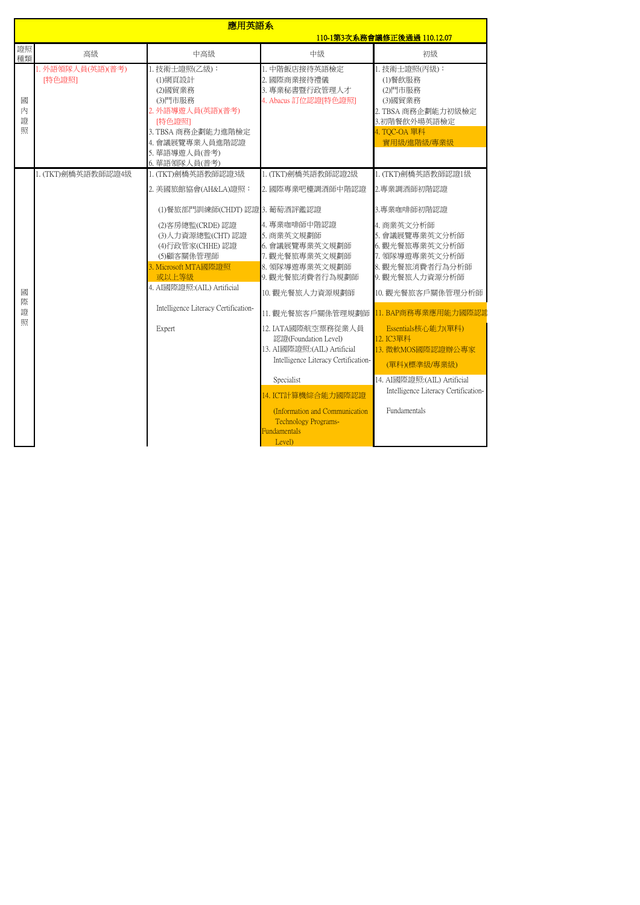# 應用英語系

110-1第3次系務會議修正後通過 110.12.07

| 證照種類 | 高級 | 中高級 | 中級 | 初級 |
|---|---|---|---|---|
| 國內證照 | 1. 外語領隊人員(英語)(普考)[特色證照] | 1. 技術士證照(乙級)：(1)網頁設計 (2)國貿業務 (3)門市服務<br>2. 外語導遊人員(英語)(普考)[特色證照]<br>3. TBSA 商務企劃能力進階檢定<br>4. 會議展覽專業人員進階認證<br>5. 華語導遊人員(普考)<br>6. 華語領隊人員(普考) | 1. 中階飯店接待英語檢定<br>2. 國際商業接待禮儀<br>3. 專業秘書暨行政管理人才<br>4. Abacus 訂位認證[特色證照] | 1. 技術士證照(丙級)：(1)餐飲服務 (2)門市服務 (3)國貿業務<br>2. TBSA 商務企劃能力初級檢定<br>3.初階餐飲外場英語檢定<br>4. TQC-OA 單科 實用級/進階級/專業級 |
| 國際證照 | 1. (TKT)劍橋英語教師認證4級 | 1. (TKT)劍橋英語教師認證3級<br>2. 美國旅館協會(AH&LA)證照：(1)餐旅部門訓練師(CHDT) 認證 (2)客房總監(CRDE) 認證 (3)人力資源總監(CHT) 認證 (4)行政管家(CHHE) 認證 (5)顧客關係管理師<br>3. Microsoft MTA國際證照或以上等級<br>4. AI國際證照:(AIL) Artificial Intelligence Literacy Certification-Expert | 1. (TKT)劍橋英語教師認證2級<br>2. 國際專業吧檯調酒師中階認證<br>3. 葡萄酒評鑑認證<br>4. 專業咖啡師中階認證<br>5. 商業英文規劃師<br>6. 會議展覽專業英文規劃師<br>7. 觀光餐旅專業英文規劃師<br>8. 領隊導遊專業英文規劃師<br>9. 觀光餐旅消費者行為規劃師<br>10. 觀光餐旅人力資源規劃師<br>11. 觀光餐旅客戶關係管理規劃師<br>12. IATA國際航空票務從業人員認證(Foundation Level)<br>13. AI國際證照:(AIL) Artificial Intelligence Literacy Certification-Specialist<br>14. ICT計算機綜合能力國際認證 (Information and Communication Technology Programs-Fundamentals Level) | 1. (TKT)劍橋英語教師認證1級<br>2.專業調酒師初階認證<br>3.專業咖啡師初階認證<br>4. 商業英文分析師<br>5. 會議展覽專業英文分析師<br>6. 觀光餐旅專業英文分析師<br>7. 領隊導遊專業英文分析師<br>8. 觀光餐旅消費者行為分析師<br>9. 觀光餐旅人力資源分析師<br>10. 觀光餐旅客戶關係管理分析師<br>11. BAP商務專業應用能力國際認證 Essentials核心能力(單科)<br>12. IC3單科<br>13. 微軟MOS國際認證辦公專家(單科)(標準級/專業級)<br>14. AI國際證照:(AIL) Artificial Intelligence Literacy Certification-Fundamentals |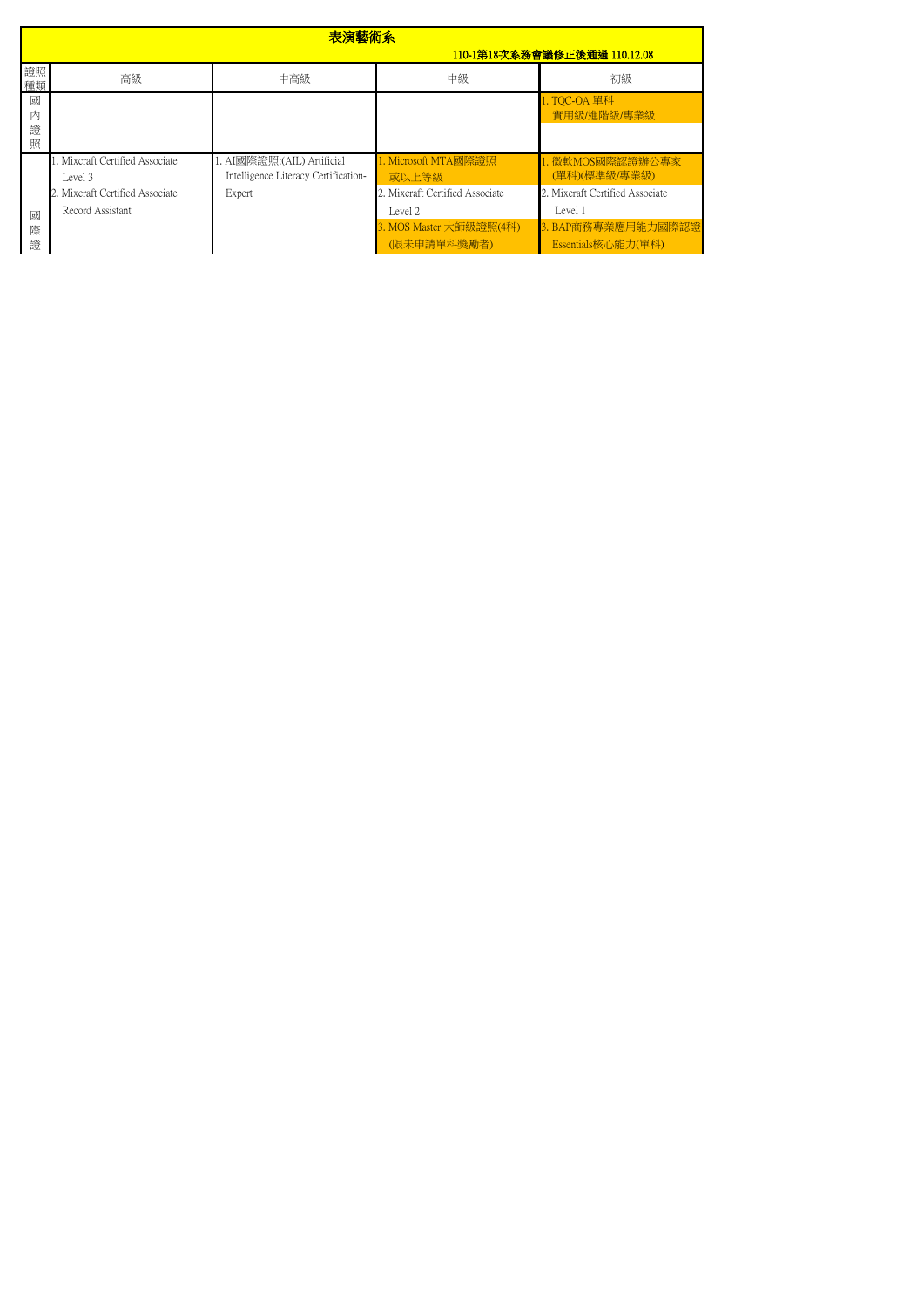# 表演藝術系

110-1第18次系務會議修正後通過 110.12.08

| 證照種類 | 高級 | 中高級 | 中級 | 初級 |
|---|---|---|---|---|
| 國內證照 | | | | 1. TQC-OA 單科 實用級/進階級/專業級 |
| 國際證 | 1. Mixcraft Certified Associate Level 3<br>2. Mixcraft Certified Associate Record Assistant | 1. AI國際證照:(AIL) Artificial Intelligence Literacy Certification-Expert | 1. Microsoft MTA國際證照 或以上等級<br>2. Mixcraft Certified Associate Level 2<br>3. MOS Master 大師級證照(4科) (限未申請單科獎勵者) | 1. 微軟MOS國際認證辦公專家 (單科)(標準級/專業級)<br>2. Mixcraft Certified Associate Level 1<br>3. BAP商務專業應用能力國際認證 Essentials核心能力(單科) |